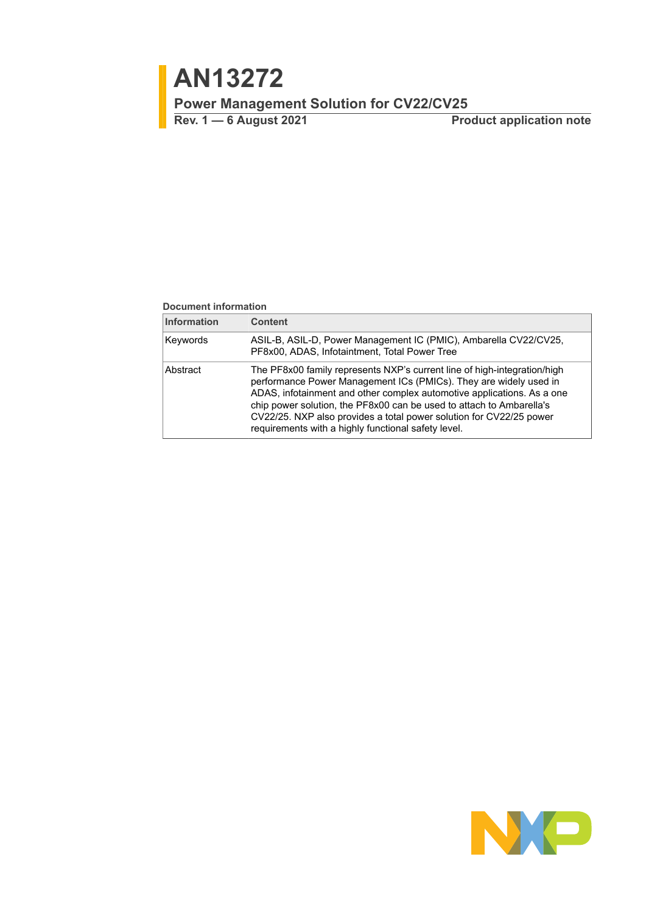# AN13272

## Power Management Solution for CV22/CV25

**Rev. 1 — 6 August 2021** **Product application note**

**Document information**

| Information | Content |
|---|---|
| Keywords | ASIL-B, ASIL-D, Power Management IC (PMIC), Ambarella CV22/CV25, PF8x00, ADAS, Infotaintment, Total Power Tree |
| Abstract | The PF8x00 family represents NXP’s current line of high-integration/high performance Power Management ICs (PMICs). They are widely used in ADAS, infotainment and other complex automotive applications. As a one chip power solution, the PF8x00 can be used to attach to Ambarella's CV22/25. NXP also provides a total power solution for CV22/25 power requirements with a highly functional safety level. |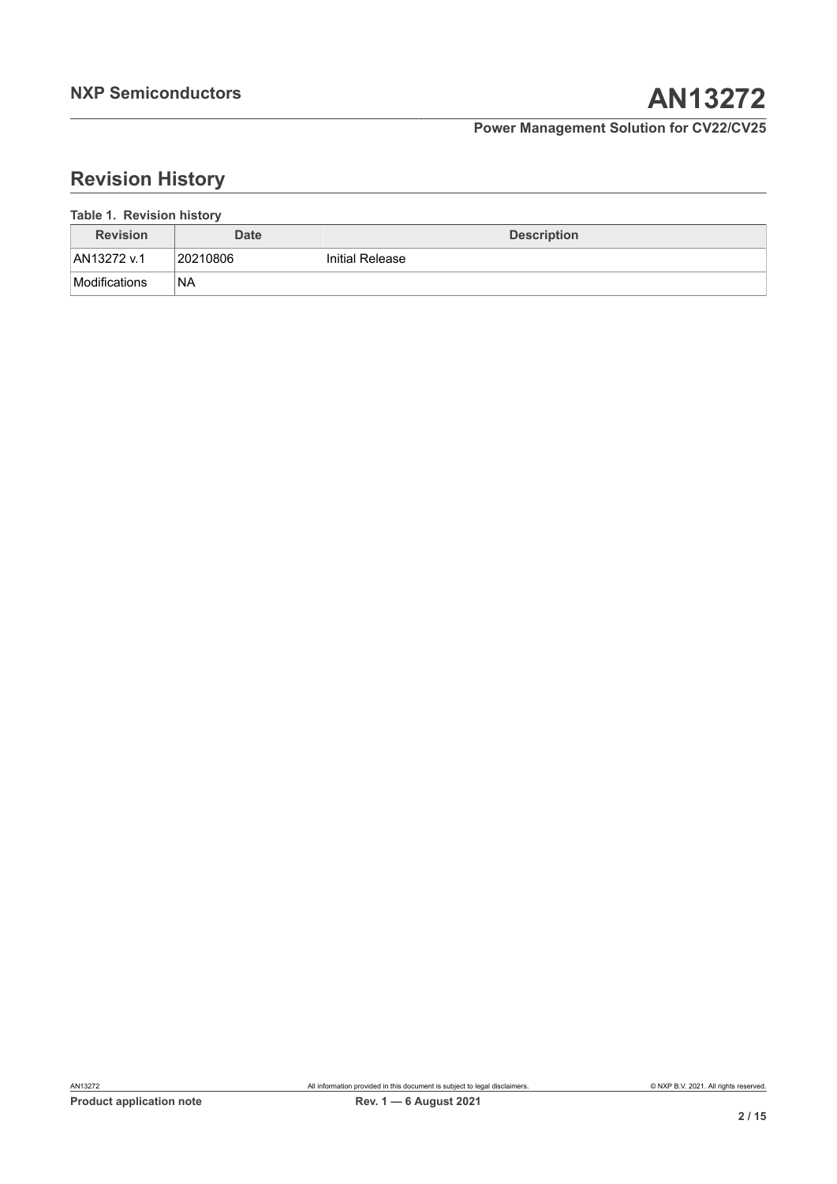## Revision History

**Table 1. Revision history**

| Revision | Date | Description |
| --- | --- | --- |
| AN13272 v.1 | 20210806 | Initial Release |
| Modifications | NA | |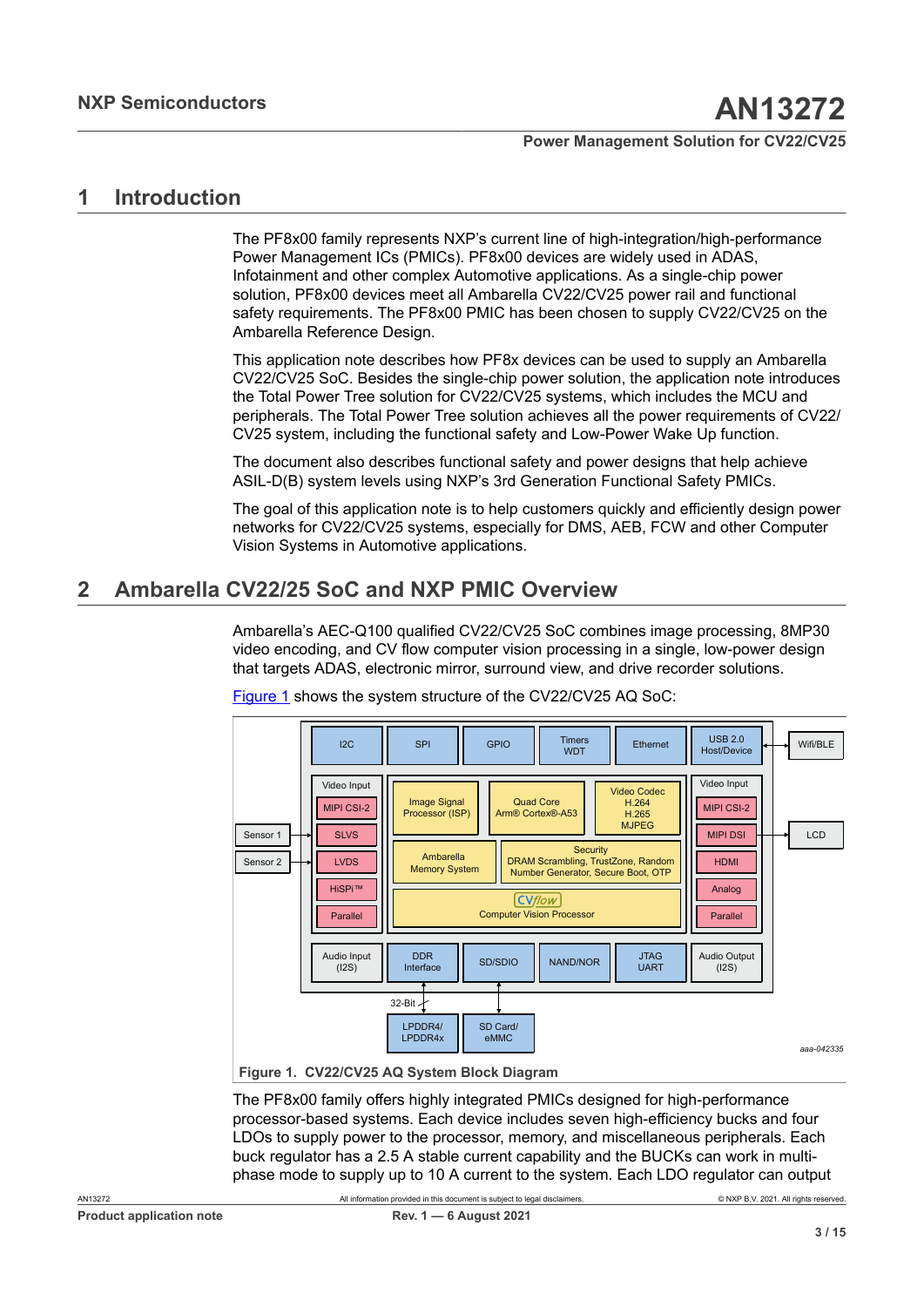# 1 Introduction

The PF8x00 family represents NXP's current line of high-integration/high-performance Power Management ICs (PMICs). PF8x00 devices are widely used in ADAS, Infotainment and other complex Automotive applications. As a single-chip power solution, PF8x00 devices meet all Ambarella CV22/CV25 power rail and functional safety requirements. The PF8x00 PMIC has been chosen to supply CV22/CV25 on the Ambarella Reference Design.

This application note describes how PF8x devices can be used to supply an Ambarella CV22/CV25 SoC. Besides the single-chip power solution, the application note introduces the Total Power Tree solution for CV22/CV25 systems, which includes the MCU and peripherals. The Total Power Tree solution achieves all the power requirements of CV22/CV25 system, including the functional safety and Low-Power Wake Up function.

The document also describes functional safety and power designs that help achieve ASIL-D(B) system levels using NXP's 3rd Generation Functional Safety PMICs.

The goal of this application note is to help customers quickly and efficiently design power networks for CV22/CV25 systems, especially for DMS, AEB, FCW and other Computer Vision Systems in Automotive applications.

# 2 Ambarella CV22/25 SoC and NXP PMIC Overview

Ambarella's AEC-Q100 qualified CV22/CV25 SoC combines image processing, 8MP30 video encoding, and CV flow computer vision processing in a single, low-power design that targets ADAS, electronic mirror, surround view, and drive recorder solutions.

Figure 1 shows the system structure of the CV22/CV25 AQ SoC:

I2C | SPI | GPIO | Timers WDT | Ethernet | USB 2.0 Host/Device | Wifi/BLE

Video Input: MIPI CSI-2, SLVS, LVDS, HiSPi™, Parallel | Sensor 1 | Sensor 2

Image Signal Processor (ISP) | Quad Core Arm® Cortex®-A53 | Video Codec H.264 H.265 MJPEG

Ambarella Memory System | Security DRAM Scrambling, TrustZone, Random Number Generator, Secure Boot, OTP

CVflow Computer Vision Processor

Video Input: MIPI CSI-2, MIPI DSI, HDMI, Analog, Parallel | LCD

Audio Input (I2S) | DDR Interface | SD/SDIO | NAND/NOR | JTAG UART | Audio Output (I2S)

32-Bit | LPDDR4/LPDDR4x | SD Card/eMMC

aaa-042335

**Figure 1. CV22/CV25 AQ System Block Diagram**

The PF8x00 family offers highly integrated PMICs designed for high-performance processor-based systems. Each device includes seven high-efficiency bucks and four LDOs to supply power to the processor, memory, and miscellaneous peripherals. Each buck regulator has a 2.5 A stable current capability and the BUCKs can work in multi-phase mode to supply up to 10 A current to the system. Each LDO regulator can output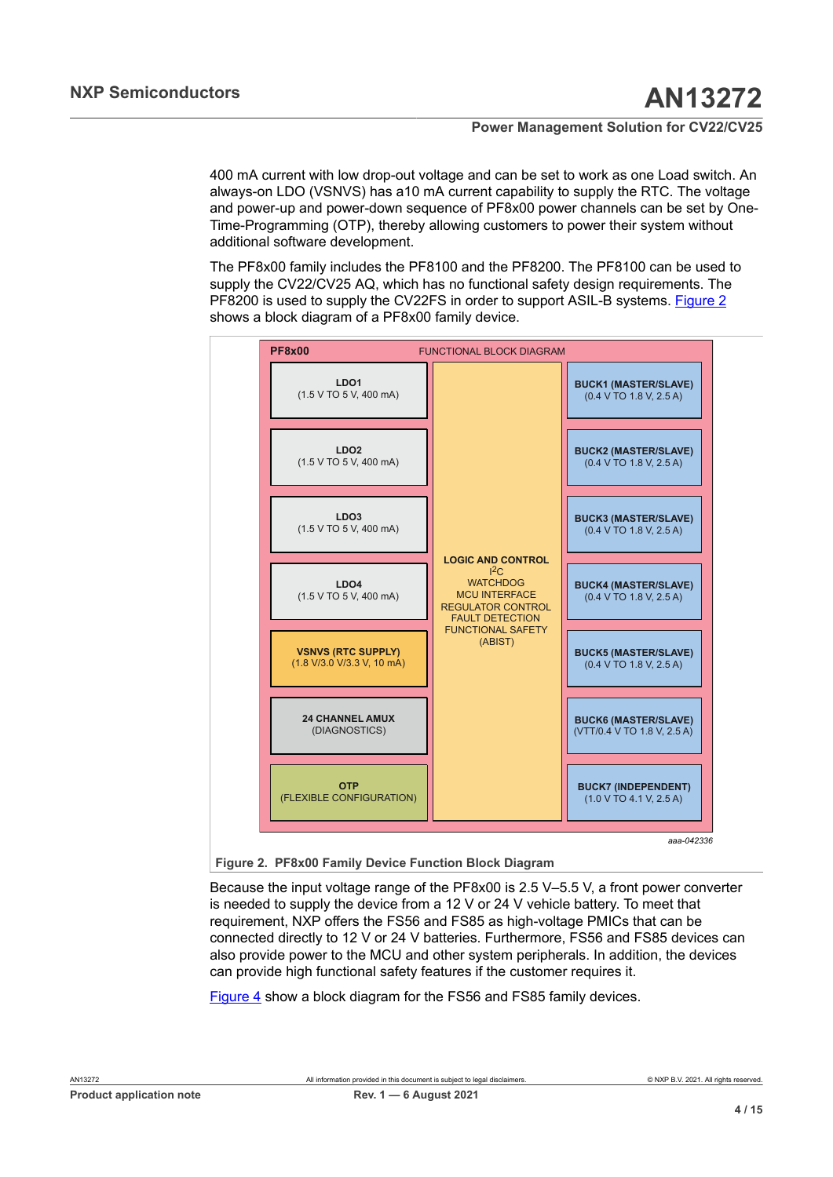400 mA current with low drop-out voltage and can be set to work as one Load switch. An always-on LDO (VSNVS) has a10 mA current capability to supply the RTC. The voltage and power-up and power-down sequence of PF8x00 power channels can be set by One-Time-Programming (OTP), thereby allowing customers to power their system without additional software development.

The PF8x00 family includes the PF8100 and the PF8200. The PF8100 can be used to supply the CV22/CV25 AQ, which has no functional safety design requirements. The PF8200 is used to supply the CV22FS in order to support ASIL-B systems. Figure 2 shows a block diagram of a PF8x00 family device.

**PF8x00** FUNCTIONAL BLOCK DIAGRAM

| | | |
|---|---|---|
| **LDO1** (1.5 V TO 5 V, 400 mA) | **LOGIC AND CONTROL** $I^2C$ WATCHDOG MCU INTERFACE REGULATOR CONTROL FAULT DETECTION FUNCTIONAL SAFETY (ABIST) | **BUCK1 (MASTER/SLAVE)** (0.4 V TO 1.8 V, 2.5 A) |
| **LDO2** (1.5 V TO 5 V, 400 mA) | | **BUCK2 (MASTER/SLAVE)** (0.4 V TO 1.8 V, 2.5 A) |
| **LDO3** (1.5 V TO 5 V, 400 mA) | | **BUCK3 (MASTER/SLAVE)** (0.4 V TO 1.8 V, 2.5 A) |
| **LDO4** (1.5 V TO 5 V, 400 mA) | | **BUCK4 (MASTER/SLAVE)** (0.4 V TO 1.8 V, 2.5 A) |
| **VSNVS (RTC SUPPLY)** (1.8 V/3.0 V/3.3 V, 10 mA) | | **BUCK5 (MASTER/SLAVE)** (0.4 V TO 1.8 V, 2.5 A) |
| **24 CHANNEL AMUX** (DIAGNOSTICS) | | **BUCK6 (MASTER/SLAVE)** (VTT/0.4 V TO 1.8 V, 2.5 A) |
| **OTP** (FLEXIBLE CONFIGURATION) | | **BUCK7 (INDEPENDENT)** (1.0 V TO 4.1 V, 2.5 A) |

aaa-042336

**Figure 2. PF8x00 Family Device Function Block Diagram**

Because the input voltage range of the PF8x00 is 2.5 V–5.5 V, a front power converter is needed to supply the device from a 12 V or 24 V vehicle battery. To meet that requirement, NXP offers the FS56 and FS85 as high-voltage PMICs that can be connected directly to 12 V or 24 V batteries. Furthermore, FS56 and FS85 devices can also provide power to the MCU and other system peripherals. In addition, the devices can provide high functional safety features if the customer requires it.

Figure 4 show a block diagram for the FS56 and FS85 family devices.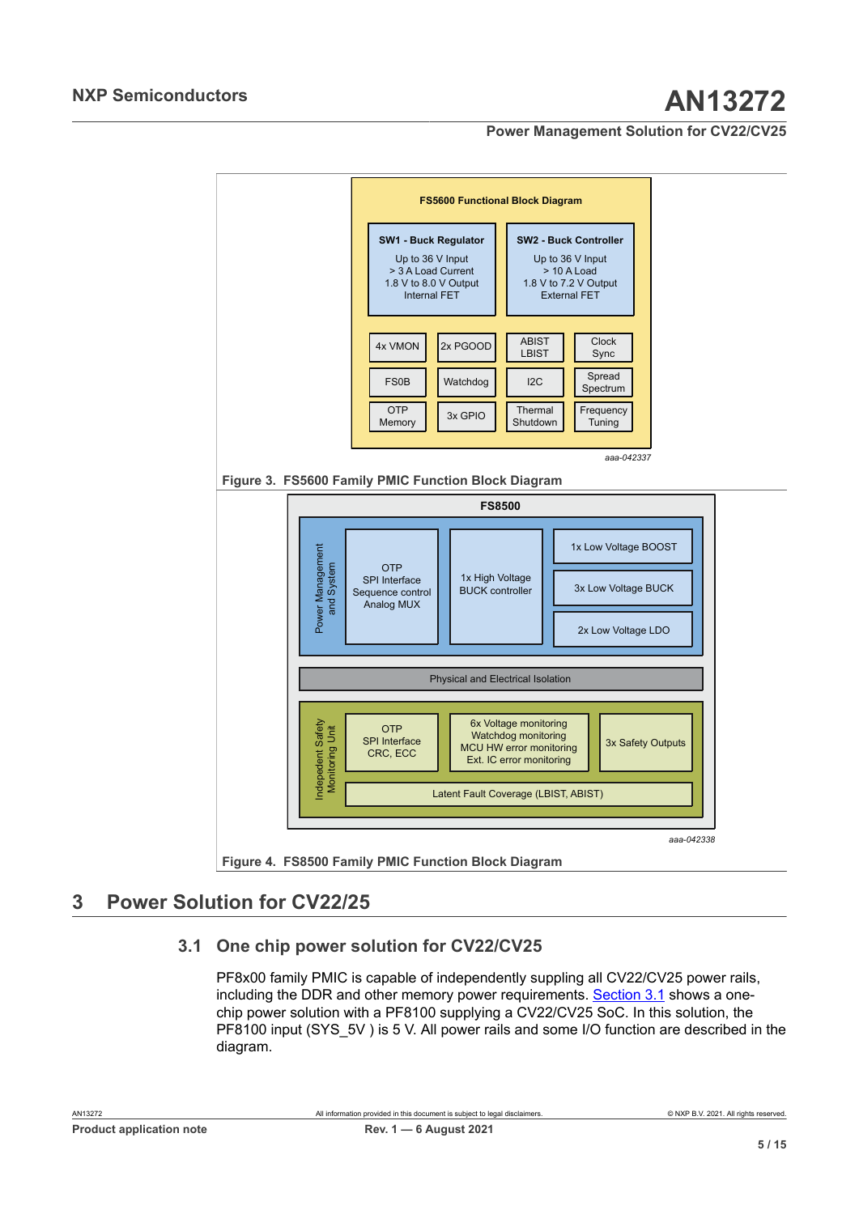**FS5600 Functional Block Diagram**

**SW1 - Buck Regulator**
Up to 36 V Input
> 3 A Load Current
1.8 V to 8.0 V Output
Internal FET

**SW2 - Buck Controller**
Up to 36 V Input
> 10 A Load
1.8 V to 7.2 V Output
External FET

| | | | |
|---|---|---|---|
| 4x VMON | 2x PGOOD | ABIST LBIST | Clock Sync |
| FS0B | Watchdog | I2C | Spread Spectrum |
| OTP Memory | 3x GPIO | Thermal Shutdown | Frequency Tuning |

*aaa-042337*

**Figure 3. FS5600 Family PMIC Function Block Diagram**

**FS8500**

Power Management and System:
- OTP, SPI Interface, Sequence control, Analog MUX
- 1x High Voltage BUCK controller
- 1x Low Voltage BOOST
- 3x Low Voltage BUCK
- 2x Low Voltage LDO

Physical and Electrical Isolation

Indepedent Safety Monitoring Unit:
- OTP, SPI Interface, CRC, ECC
- 6x Voltage monitoring, Watchdog monitoring, MCU HW error monitoring, Ext. IC error monitoring
- 3x Safety Outputs
- Latent Fault Coverage (LBIST, ABIST)

*aaa-042338*

**Figure 4. FS8500 Family PMIC Function Block Diagram**

# 3 Power Solution for CV22/25

## 3.1 One chip power solution for CV22/CV25

PF8x00 family PMIC is capable of independently suppling all CV22/CV25 power rails, including the DDR and other memory power requirements. Section 3.1 shows a one-chip power solution with a PF8100 supplying a CV22/CV25 SoC. In this solution, the PF8100 input (SYS_5V ) is 5 V. All power rails and some I/O function are described in the diagram.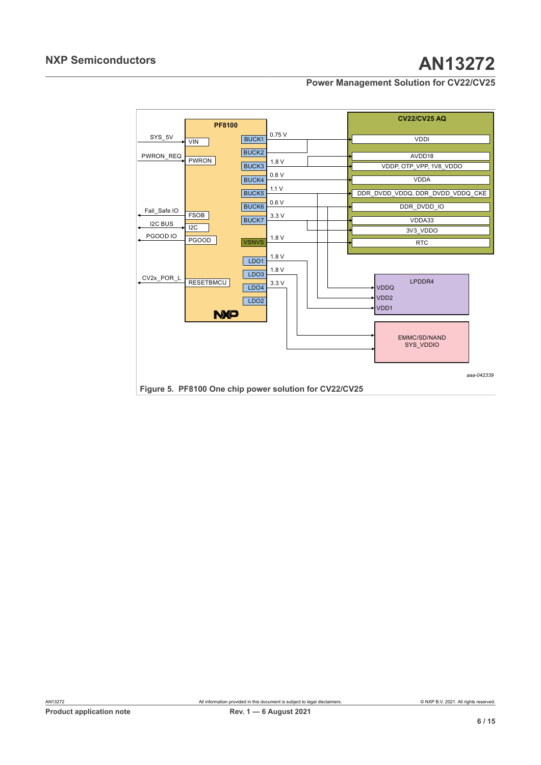Figure 5. PF8100 One chip power solution for CV22/CV25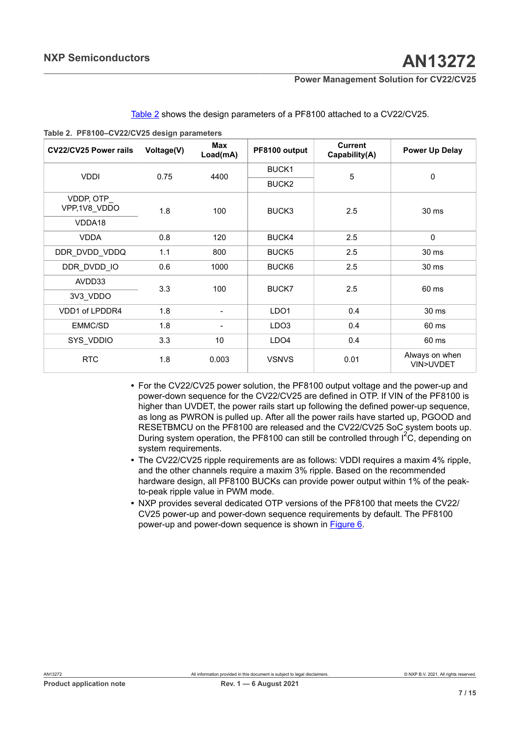Table 2 shows the design parameters of a PF8100 attached to a CV22/CV25.

**Table 2. PF8100–CV22/CV25 design parameters**

| CV22/CV25 Power rails | Voltage(V) | Max Load(mA) | PF8100 output | Current Capability(A) | Power Up Delay |
|---|---|---|---|---|---|
| VDDI | 0.75 | 4400 | BUCK1 | 5 | 0 |
| | | | BUCK2 | | |
| VDDP, OTP_VPP,1V8_VDDO | 1.8 | 100 | BUCK3 | 2.5 | 30 ms |
| VDDA18 | | | | | |
| VDDA | 0.8 | 120 | BUCK4 | 2.5 | 0 |
| DDR_DVDD_VDDQ | 1.1 | 800 | BUCK5 | 2.5 | 30 ms |
| DDR_DVDD_IO | 0.6 | 1000 | BUCK6 | 2.5 | 30 ms |
| AVDD33 | 3.3 | 100 | BUCK7 | 2.5 | 60 ms |
| 3V3_VDDO | | | | | |
| VDD1 of LPDDR4 | 1.8 | - | LDO1 | 0.4 | 30 ms |
| EMMC/SD | 1.8 | - | LDO3 | 0.4 | 60 ms |
| SYS_VDDIO | 3.3 | 10 | LDO4 | 0.4 | 60 ms |
| RTC | 1.8 | 0.003 | VSNVS | 0.01 | Always on when VIN>UVDET |

- For the CV22/CV25 power solution, the PF8100 output voltage and the power-up and power-down sequence for the CV22/CV25 are defined in OTP. If VIN of the PF8100 is higher than UVDET, the power rails start up following the defined power-up sequence, as long as PWRON is pulled up. After all the power rails have started up, PGOOD and RESETBMCU on the PF8100 are released and the CV22/CV25 SoC system boots up. During system operation, the PF8100 can still be controlled through $I^2C$, depending on system requirements.
- The CV22/CV25 ripple requirements are as follows: VDDI requires a maxim 4% ripple, and the other channels require a maxim 3% ripple. Based on the recommended hardware design, all PF8100 BUCKs can provide power output within 1% of the peak-to-peak ripple value in PWM mode.
- NXP provides several dedicated OTP versions of the PF8100 that meets the CV22/CV25 power-up and power-down sequence requirements by default. The PF8100 power-up and power-down sequence is shown in Figure 6.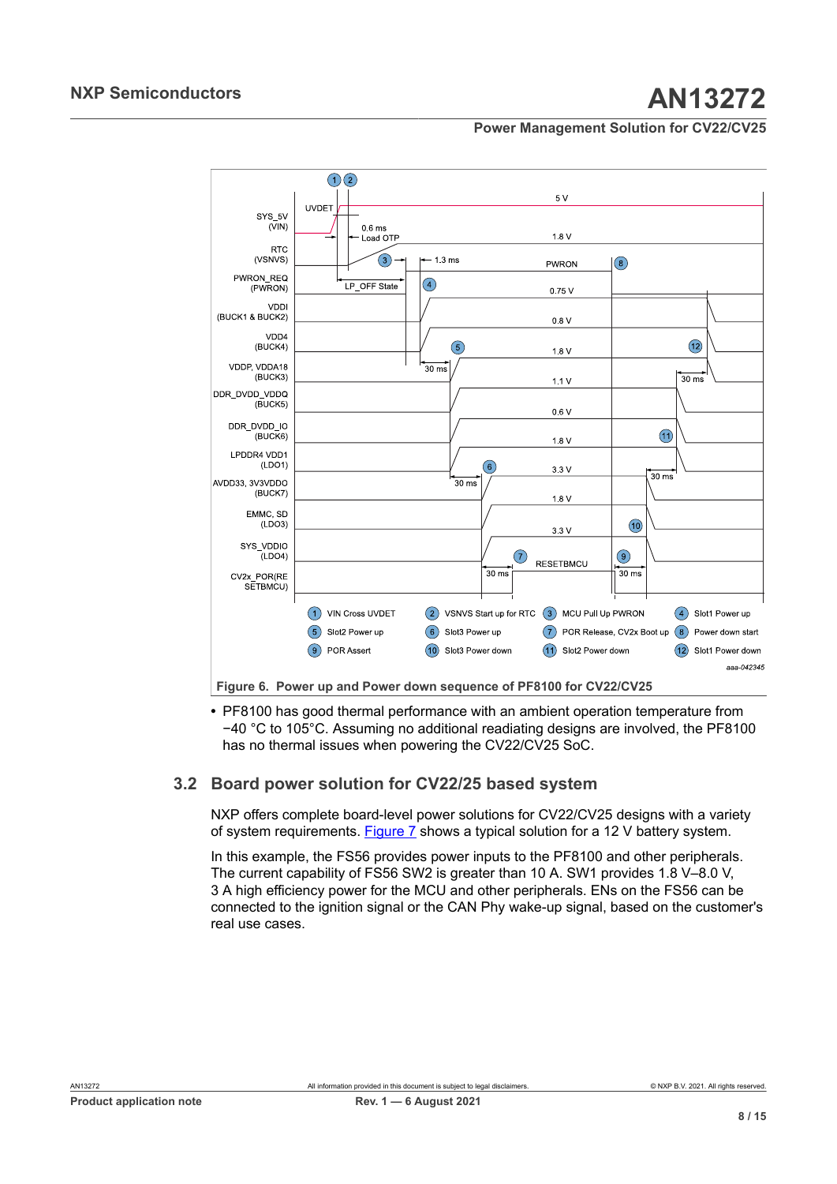Figure 6. Power up and Power down sequence of PF8100 for CV22/CV25

- PF8100 has good thermal performance with an ambient operation temperature from −40 °C to 105°C. Assuming no additional readiating designs are involved, the PF8100 has no thermal issues when powering the CV22/CV25 SoC.

## 3.2 Board power solution for CV22/25 based system

NXP offers complete board-level power solutions for CV22/CV25 designs with a variety of system requirements. Figure 7 shows a typical solution for a 12 V battery system.

In this example, the FS56 provides power inputs to the PF8100 and other peripherals. The current capability of FS56 SW2 is greater than 10 A. SW1 provides 1.8 V–8.0 V, 3 A high efficiency power for the MCU and other peripherals. ENs on the FS56 can be connected to the ignition signal or the CAN Phy wake-up signal, based on the customer's real use cases.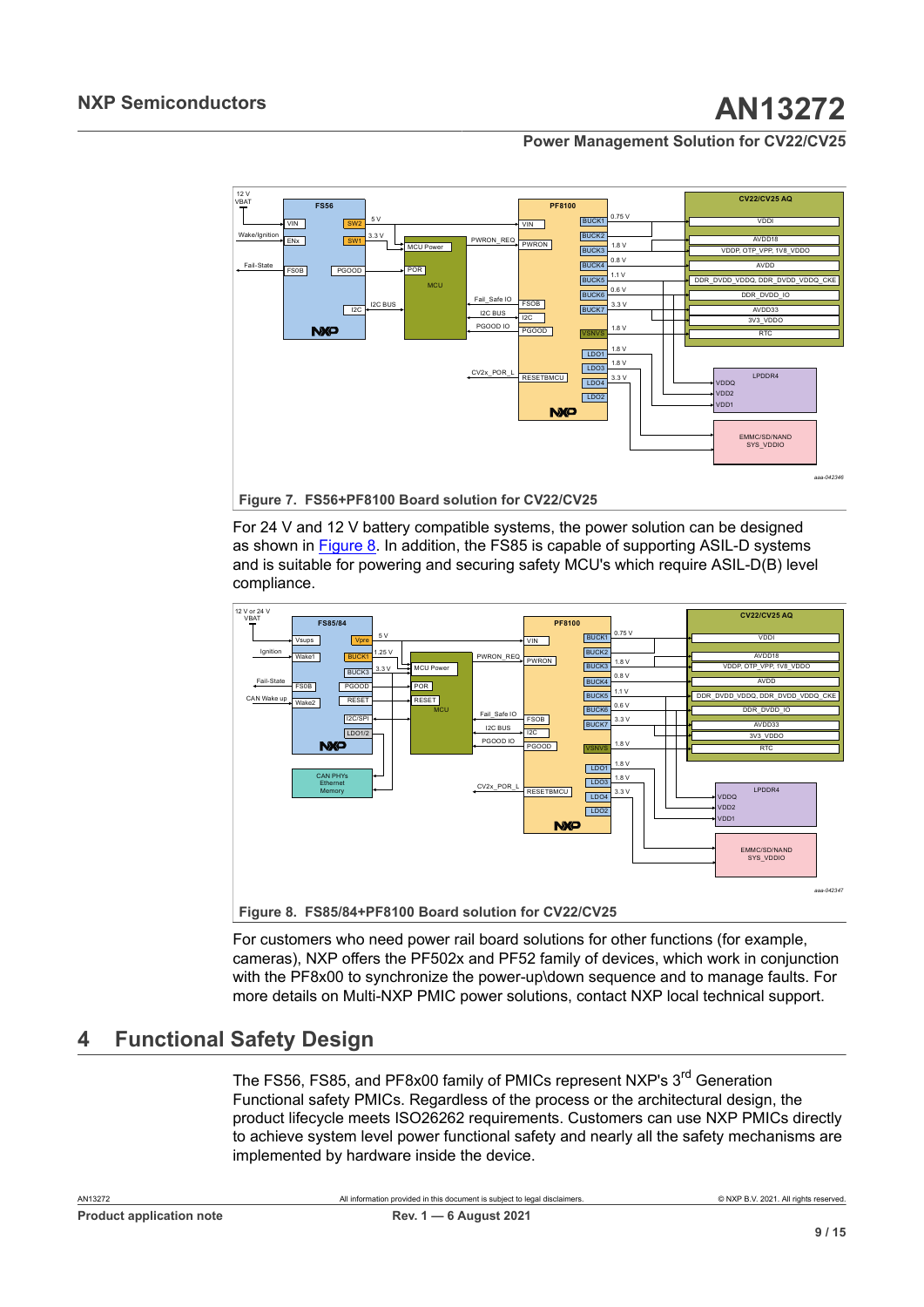Figure 7. FS56+PF8100 Board solution for CV22/CV25

For 24 V and 12 V battery compatible systems, the power solution can be designed as shown in Figure 8. In addition, the FS85 is capable of supporting ASIL-D systems and is suitable for powering and securing safety MCU's which require ASIL-D(B) level compliance.

Figure 8. FS85/84+PF8100 Board solution for CV22/CV25

For customers who need power rail board solutions for other functions (for example, cameras), NXP offers the PF502x and PF52 family of devices, which work in conjunction with the PF8x00 to synchronize the power-up\down sequence and to manage faults. For more details on Multi-NXP PMIC power solutions, contact NXP local technical support.

## 4 Functional Safety Design

The FS56, FS85, and PF8x00 family of PMICs represent NXP's 3rd Generation Functional safety PMICs. Regardless of the process or the architectural design, the product lifecycle meets ISO26262 requirements. Customers can use NXP PMICs directly to achieve system level power functional safety and nearly all the safety mechanisms are implemented by hardware inside the device.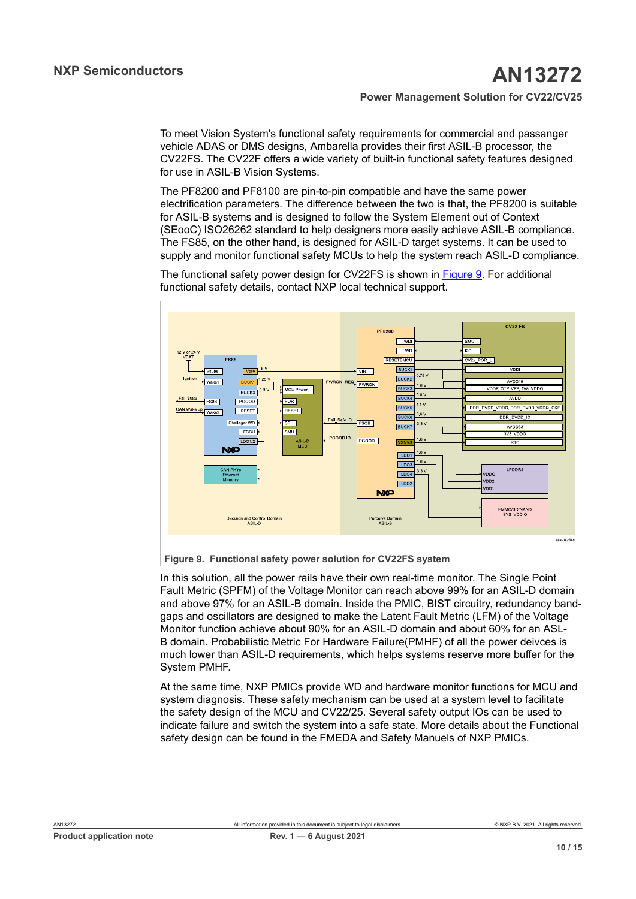To meet Vision System's functional safety requirements for commercial and passanger vehicle ADAS or DMS designs, Ambarella provides their first ASIL-B processor, the CV22FS. The CV22F offers a wide variety of built-in functional safety features designed for use in ASIL-B Vision Systems.

The PF8200 and PF8100 are pin-to-pin compatible and have the same power electrification parameters. The difference between the two is that, the PF8200 is suitable for ASIL-B systems and is designed to follow the System Element out of Context (SEooC) ISO26262 standard to help designers more easily achieve ASIL-B compliance. The FS85, on the other hand, is designed for ASIL-D target systems. It can be used to supply and monitor functional safety MCUs to help the system reach ASIL-D compliance.

The functional safety power design for CV22FS is shown in Figure 9. For additional functional safety details, contact NXP local technical support.

**Figure 9. Functional safety power solution for CV22FS system**

In this solution, all the power rails have their own real-time monitor. The Single Point Fault Metric (SPFM) of the Voltage Monitor can reach above 99% for an ASIL-D domain and above 97% for an ASIL-B domain. Inside the PMIC, BIST circuitry, redundancy band-gaps and oscillators are designed to make the Latent Fault Metric (LFM) of the Voltage Monitor function achieve about 90% for an ASIL-D domain and about 60% for an ASL-B domain. Probabilistic Metric For Hardware Failure(PMHF) of all the power deivces is much lower than ASIL-D requirements, which helps systems reserve more buffer for the System PMHF.

At the same time, NXP PMICs provide WD and hardware monitor functions for MCU and system diagnosis. These safety mechanism can be used at a system level to facilitate the safety design of the MCU and CV22/25. Several safety output IOs can be used to indicate failure and switch the system into a safe state. More details about the Functional safety design can be found in the FMEDA and Safety Manuals of NXP PMICs.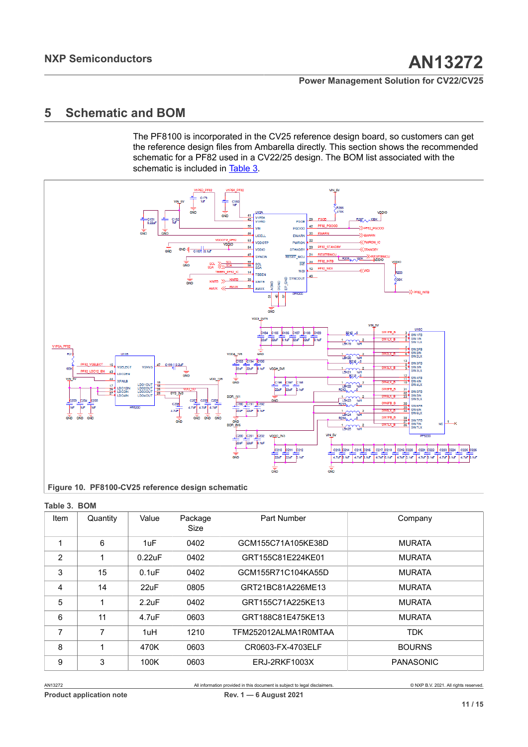## 5 Schematic and BOM

The PF8100 is incorporated in the CV25 reference design board, so customers can get the reference design files from Ambarella directly. This section shows the recommended schematic for a PF82 used in a CV22/25 design. The BOM list associated with the schematic is included in Table 3.

**Figure 10. PF8100-CV25 reference design schematic**

**Table 3. BOM**

| Item | Quantity | Value | Package Size | Part Number | Company |
|---|---|---|---|---|---|
| 1 | 6 | 1uF | 0402 | GCM155C71A105KE38D | MURATA |
| 2 | 1 | 0.22uF | 0402 | GRT155C81E224KE01 | MURATA |
| 3 | 15 | 0.1uF | 0402 | GCM155R71C104KA55D | MURATA |
| 4 | 14 | 22uF | 0805 | GRT21BC81A226ME13 | MURATA |
| 5 | 1 | 2.2uF | 0402 | GRT155C71A225KE13 | MURATA |
| 6 | 11 | 4.7uF | 0603 | GRT188C81E475KE13 | MURATA |
| 7 | 7 | 1uH | 1210 | TFM252012ALMA1R0MTAA | TDK |
| 8 | 1 | 470K | 0603 | CR0603-FX-4703ELF | BOURNS |
| 9 | 3 | 100K | 0603 | ERJ-2RKF1003X | PANASONIC |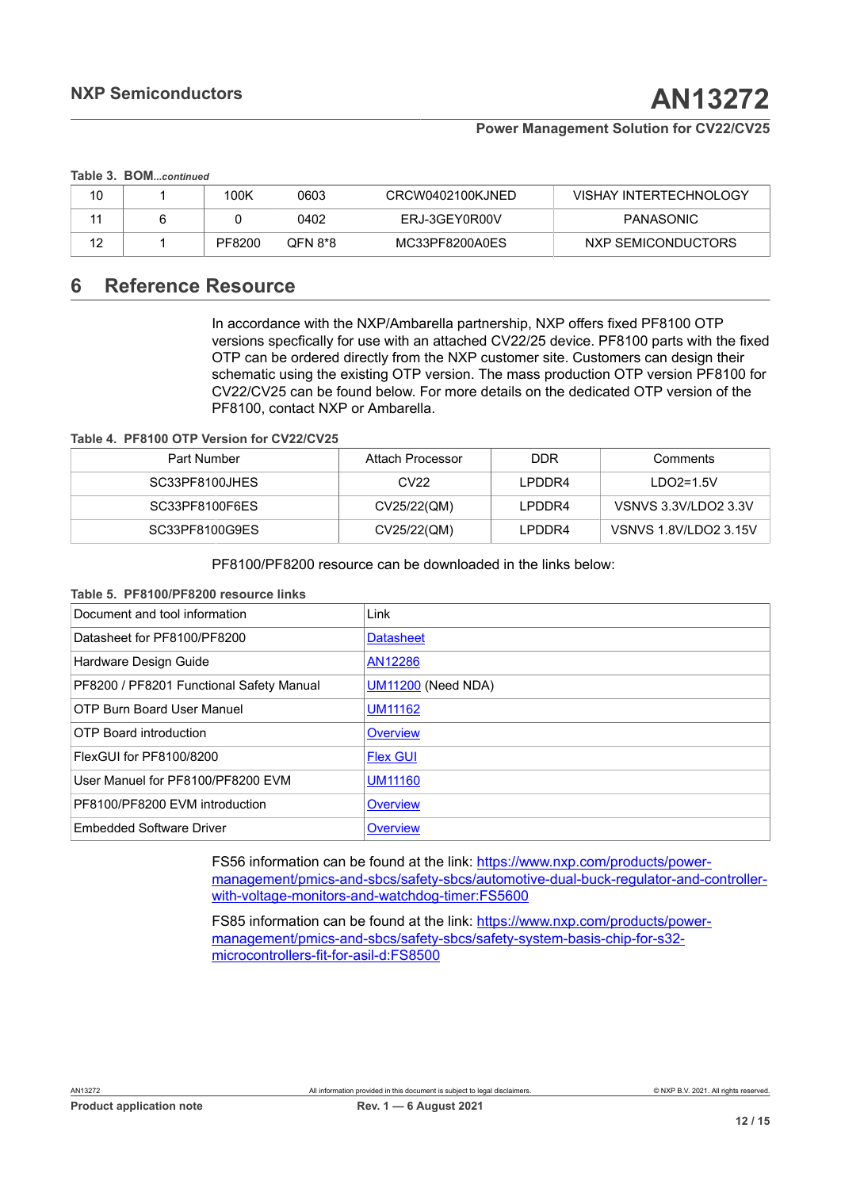Table 3. BOM...*continued*

| 10 | 1 | 100K | 0603 | CRCW0402100KJNED | VISHAY INTERTECHNOLOGY |
|---|---|---|---|---|---|
| 11 | 6 | 0 | 0402 | ERJ-3GEY0R00V | PANASONIC |
| 12 | 1 | PF8200 | QFN 8*8 | MC33PF8200A0ES | NXP SEMICONDUCTORS |

## 6 Reference Resource

In accordance with the NXP/Ambarella partnership, NXP offers fixed PF8100 OTP versions specfically for use with an attached CV22/25 device. PF8100 parts with the fixed OTP can be ordered directly from the NXP customer site. Customers can design their schematic using the existing OTP version. The mass production OTP version PF8100 for CV22/CV25 can be found below. For more details on the dedicated OTP version of the PF8100, contact NXP or Ambarella.

Table 4. PF8100 OTP Version for CV22/CV25

| Part Number | Attach Processor | DDR | Comments |
|---|---|---|---|
| SC33PF8100JHES | CV22 | LPDDR4 | LDO2=1.5V |
| SC33PF8100F6ES | CV25/22(QM) | LPDDR4 | VSNVS 3.3V/LDO2 3.3V |
| SC33PF8100G9ES | CV25/22(QM) | LPDDR4 | VSNVS 1.8V/LDO2 3.15V |

PF8100/PF8200 resource can be downloaded in the links below:

Table 5. PF8100/PF8200 resource links

| Document and tool information | Link |
|---|---|
| Datasheet for PF8100/PF8200 | Datasheet |
| Hardware Design Guide | AN12286 |
| PF8200 / PF8201 Functional Safety Manual | UM11200 (Need NDA) |
| OTP Burn Board User Manuel | UM11162 |
| OTP Board introduction | Overview |
| FlexGUI for PF8100/8200 | Flex GUI |
| User Manuel for PF8100/PF8200 EVM | UM11160 |
| PF8100/PF8200 EVM introduction | Overview |
| Embedded Software Driver | Overview |

FS56 information can be found at the link: https://www.nxp.com/products/power-management/pmics-and-sbcs/safety-sbcs/automotive-dual-buck-regulator-and-controller-with-voltage-monitors-and-watchdog-timer:FS5600

FS85 information can be found at the link: https://www.nxp.com/products/power-management/pmics-and-sbcs/safety-sbcs/safety-system-basis-chip-for-s32-microcontrollers-fit-for-asil-d:FS8500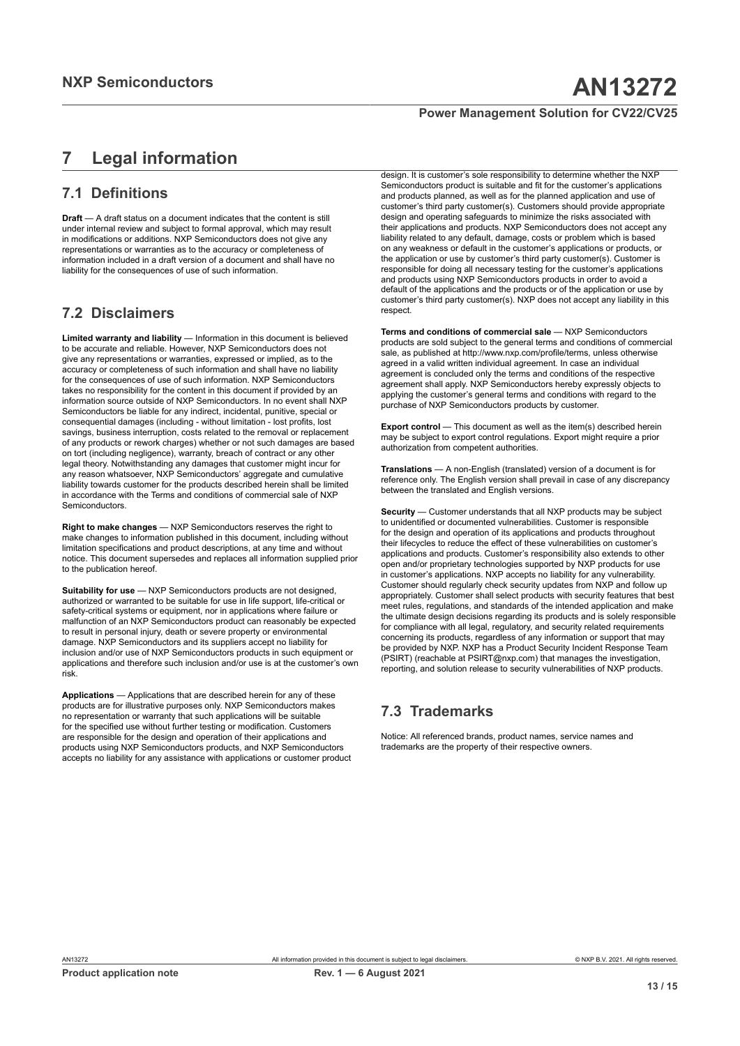# 7 Legal information

## 7.1 Definitions

**Draft** — A draft status on a document indicates that the content is still under internal review and subject to formal approval, which may result in modifications or additions. NXP Semiconductors does not give any representations or warranties as to the accuracy or completeness of information included in a draft version of a document and shall have no liability for the consequences of use of such information.

## 7.2 Disclaimers

**Limited warranty and liability** — Information in this document is believed to be accurate and reliable. However, NXP Semiconductors does not give any representations or warranties, expressed or implied, as to the accuracy or completeness of such information and shall have no liability for the consequences of use of such information. NXP Semiconductors takes no responsibility for the content in this document if provided by an information source outside of NXP Semiconductors. In no event shall NXP Semiconductors be liable for any indirect, incidental, punitive, special or consequential damages (including - without limitation - lost profits, lost savings, business interruption, costs related to the removal or replacement of any products or rework charges) whether or not such damages are based on tort (including negligence), warranty, breach of contract or any other legal theory. Notwithstanding any damages that customer might incur for any reason whatsoever, NXP Semiconductors' aggregate and cumulative liability towards customer for the products described herein shall be limited in accordance with the Terms and conditions of commercial sale of NXP Semiconductors.

**Right to make changes** — NXP Semiconductors reserves the right to make changes to information published in this document, including without limitation specifications and product descriptions, at any time and without notice. This document supersedes and replaces all information supplied prior to the publication hereof.

**Suitability for use** — NXP Semiconductors products are not designed, authorized or warranted to be suitable for use in life support, life-critical or safety-critical systems or equipment, nor in applications where failure or malfunction of an NXP Semiconductors product can reasonably be expected to result in personal injury, death or severe property or environmental damage. NXP Semiconductors and its suppliers accept no liability for inclusion and/or use of NXP Semiconductors products in such equipment or applications and therefore such inclusion and/or use is at the customer's own risk.

**Applications** — Applications that are described herein for any of these products are for illustrative purposes only. NXP Semiconductors makes no representation or warranty that such applications will be suitable for the specified use without further testing or modification. Customers are responsible for the design and operation of their applications and products using NXP Semiconductors products, and NXP Semiconductors accepts no liability for any assistance with applications or customer product design. It is customer's sole responsibility to determine whether the NXP Semiconductors product is suitable and fit for the customer's applications and products planned, as well as for the planned application and use of customer's third party customer(s). Customers should provide appropriate design and operating safeguards to minimize the risks associated with their applications and products. NXP Semiconductors does not accept any liability related to any default, damage, costs or problem which is based on any weakness or default in the customer's applications or products, or the application or use by customer's third party customer(s). Customer is responsible for doing all necessary testing for the customer's applications and products using NXP Semiconductors products in order to avoid a default of the applications and the products or of the application or use by customer's third party customer(s). NXP does not accept any liability in this respect.

**Terms and conditions of commercial sale** — NXP Semiconductors products are sold subject to the general terms and conditions of commercial sale, as published at http://www.nxp.com/profile/terms, unless otherwise agreed in a valid written individual agreement. In case an individual agreement is concluded only the terms and conditions of the respective agreement shall apply. NXP Semiconductors hereby expressly objects to applying the customer's general terms and conditions with regard to the purchase of NXP Semiconductors products by customer.

**Export control** — This document as well as the item(s) described herein may be subject to export control regulations. Export might require a prior authorization from competent authorities.

**Translations** — A non-English (translated) version of a document is for reference only. The English version shall prevail in case of any discrepancy between the translated and English versions.

**Security** — Customer understands that all NXP products may be subject to unidentified or documented vulnerabilities. Customer is responsible for the design and operation of its applications and products throughout their lifecycles to reduce the effect of these vulnerabilities on customer's applications and products. Customer's responsibility also extends to other open and/or proprietary technologies supported by NXP products for use in customer's applications. NXP accepts no liability for any vulnerability. Customer should regularly check security updates from NXP and follow up appropriately. Customer shall select products with security features that best meet rules, regulations, and standards of the intended application and make the ultimate design decisions regarding its products and is solely responsible for compliance with all legal, regulatory, and security related requirements concerning its products, regardless of any information or support that may be provided by NXP. NXP has a Product Security Incident Response Team (PSIRT) (reachable at PSIRT@nxp.com) that manages the investigation, reporting, and solution release to security vulnerabilities of NXP products.

## 7.3 Trademarks

Notice: All referenced brands, product names, service names and trademarks are the property of their respective owners.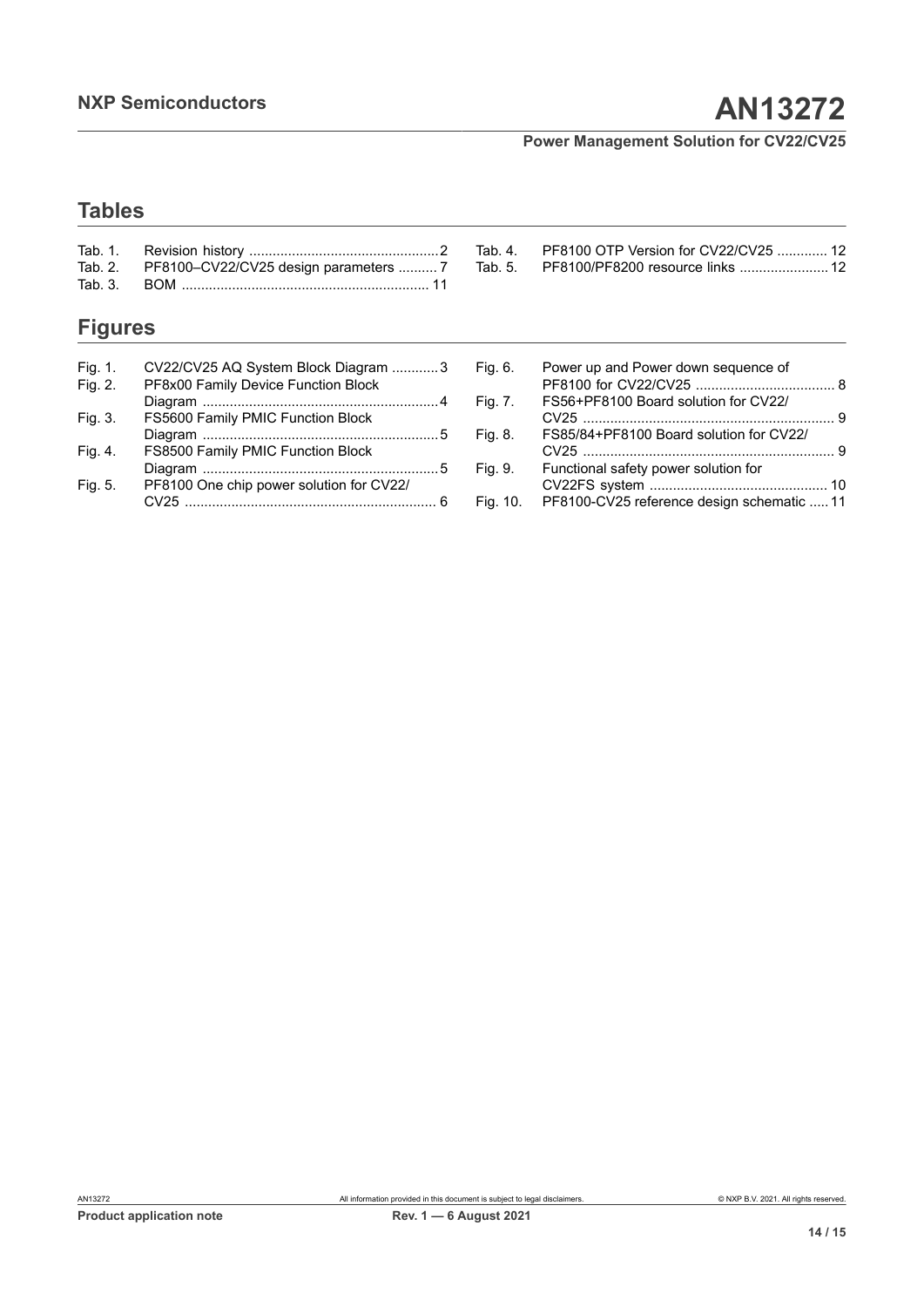## Tables

Tab. 1. Revision history .................................................2
Tab. 2. PF8100–CV22/CV25 design parameters ..........7
Tab. 3. BOM ............................................................... 11
Tab. 4. PF8100 OTP Version for CV22/CV25 ............. 12
Tab. 5. PF8100/PF8200 resource links ....................... 12

## Figures

Fig. 1. CV22/CV25 AQ System Block Diagram ............3
Fig. 2. PF8x00 Family Device Function Block Diagram ............................................................4
Fig. 3. FS5600 Family PMIC Function Block Diagram ............................................................5
Fig. 4. FS8500 Family PMIC Function Block Diagram ............................................................5
Fig. 5. PF8100 One chip power solution for CV22/CV25 ................................................................ 6
Fig. 6. Power up and Power down sequence of PF8100 for CV22/CV25 .................................... 8
Fig. 7. FS56+PF8100 Board solution for CV22/CV25 ................................................................ 9
Fig. 8. FS85/84+PF8100 Board solution for CV22/CV25 ................................................................ 9
Fig. 9. Functional safety power solution for CV22FS system ............................................. 10
Fig. 10. PF8100-CV25 reference design schematic ..... 11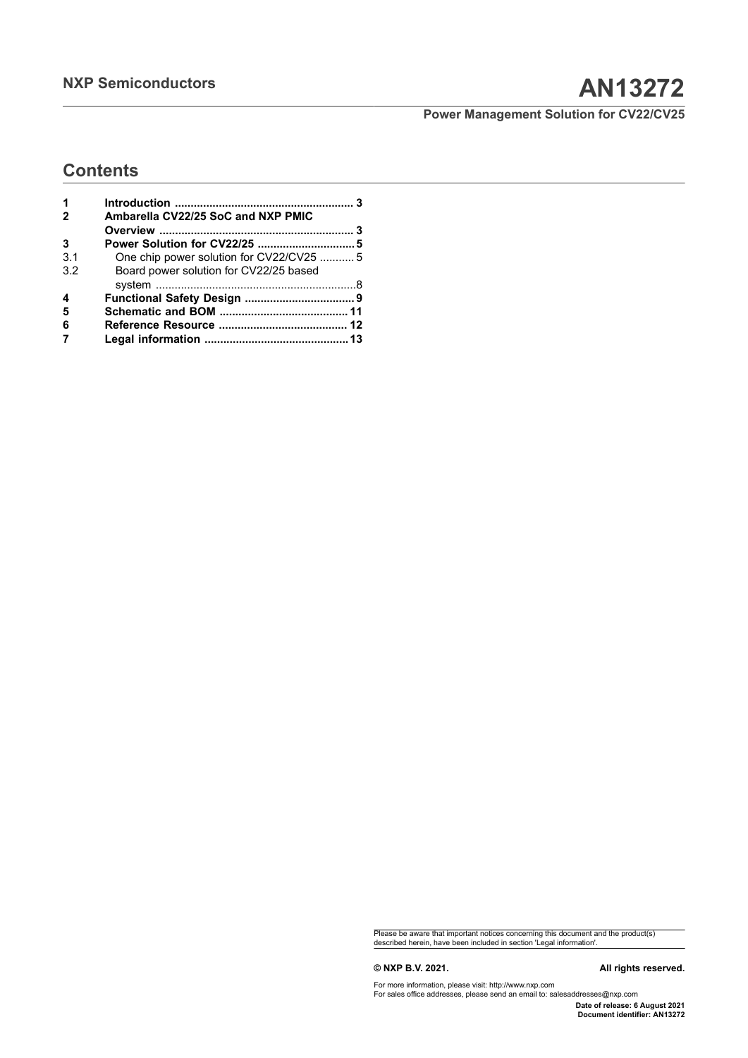## Contents

| | | |
|---|---|---|
| 1 | **Introduction** | **3** |
| 2 | **Ambarella CV22/25 SoC and NXP PMIC Overview** | **3** |
| 3 | **Power Solution for CV22/25** | **5** |
| 3.1 | One chip power solution for CV22/CV25 | 5 |
| 3.2 | Board power solution for CV22/25 based system | 8 |
| 4 | **Functional Safety Design** | **9** |
| 5 | **Schematic and BOM** | **11** |
| 6 | **Reference Resource** | **12** |
| 7 | **Legal information** | **13** |

Please be aware that important notices concerning this document and the product(s) described herein, have been included in section 'Legal information'.

**© NXP B.V. 2021.** **All rights reserved.**

For more information, please visit: http://www.nxp.com
For sales office addresses, please send an email to: salesaddresses@nxp.com

**Date of release: 6 August 2021**
**Document identifier: AN13272**